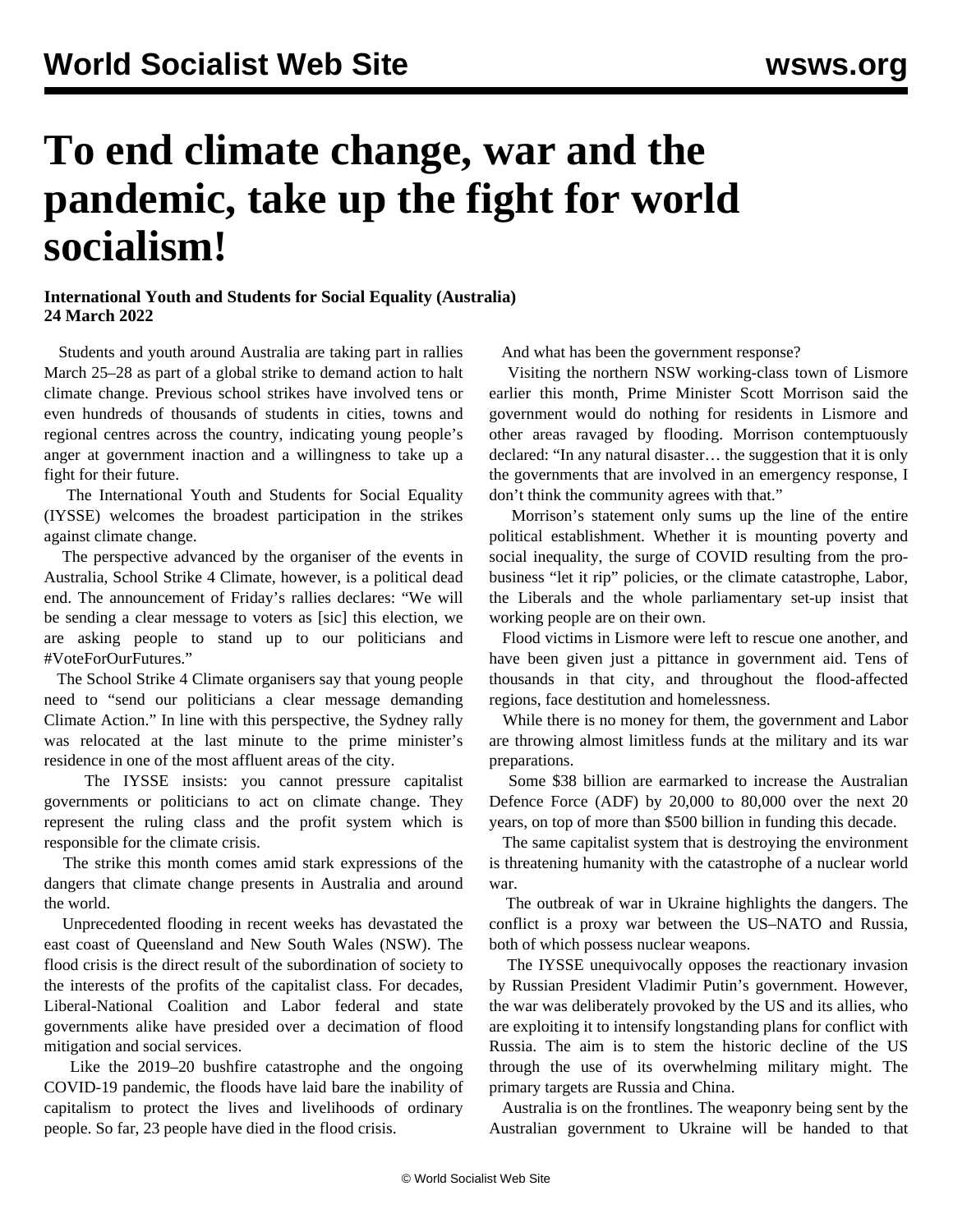# To end climate change, war and the pandemic, take up the fight for world socialism!

**International Youth and Students for Social Equality (Australia)**
**24 March 2022**

Students and youth around Australia are taking part in rallies March 25–28 as part of a global strike to demand action to halt climate change. Previous school strikes have involved tens or even hundreds of thousands of students in cities, towns and regional centres across the country, indicating young people's anger at government inaction and a willingness to take up a fight for their future.

The International Youth and Students for Social Equality (IYSSE) welcomes the broadest participation in the strikes against climate change.

The perspective advanced by the organiser of the events in Australia, School Strike 4 Climate, however, is a political dead end. The announcement of Friday's rallies declares: "We will be sending a clear message to voters as [sic] this election, we are asking people to stand up to our politicians and #VoteForOurFutures."

The School Strike 4 Climate organisers say that young people need to "send our politicians a clear message demanding Climate Action." In line with this perspective, the Sydney rally was relocated at the last minute to the prime minister's residence in one of the most affluent areas of the city.

The IYSSE insists: you cannot pressure capitalist governments or politicians to act on climate change. They represent the ruling class and the profit system which is responsible for the climate crisis.

The strike this month comes amid stark expressions of the dangers that climate change presents in Australia and around the world.

Unprecedented flooding in recent weeks has devastated the east coast of Queensland and New South Wales (NSW). The flood crisis is the direct result of the subordination of society to the interests of the profits of the capitalist class. For decades, Liberal-National Coalition and Labor federal and state governments alike have presided over a decimation of flood mitigation and social services.

Like the 2019–20 bushfire catastrophe and the ongoing COVID-19 pandemic, the floods have laid bare the inability of capitalism to protect the lives and livelihoods of ordinary people. So far, 23 people have died in the flood crisis.

And what has been the government response?

Visiting the northern NSW working-class town of Lismore earlier this month, Prime Minister Scott Morrison said the government would do nothing for residents in Lismore and other areas ravaged by flooding. Morrison contemptuously declared: "In any natural disaster… the suggestion that it is only the governments that are involved in an emergency response, I don't think the community agrees with that."

Morrison's statement only sums up the line of the entire political establishment. Whether it is mounting poverty and social inequality, the surge of COVID resulting from the pro-business "let it rip" policies, or the climate catastrophe, Labor, the Liberals and the whole parliamentary set-up insist that working people are on their own.

Flood victims in Lismore were left to rescue one another, and have been given just a pittance in government aid. Tens of thousands in that city, and throughout the flood-affected regions, face destitution and homelessness.

While there is no money for them, the government and Labor are throwing almost limitless funds at the military and its war preparations.

Some $38 billion are earmarked to increase the Australian Defence Force (ADF) by 20,000 to 80,000 over the next 20 years, on top of more than $500 billion in funding this decade.

The same capitalist system that is destroying the environment is threatening humanity with the catastrophe of a nuclear world war.

The outbreak of war in Ukraine highlights the dangers. The conflict is a proxy war between the US–NATO and Russia, both of which possess nuclear weapons.

The IYSSE unequivocally opposes the reactionary invasion by Russian President Vladimir Putin's government. However, the war was deliberately provoked by the US and its allies, who are exploiting it to intensify longstanding plans for conflict with Russia. The aim is to stem the historic decline of the US through the use of its overwhelming military might. The primary targets are Russia and China.

Australia is on the frontlines. The weaponry being sent by the Australian government to Ukraine will be handed to that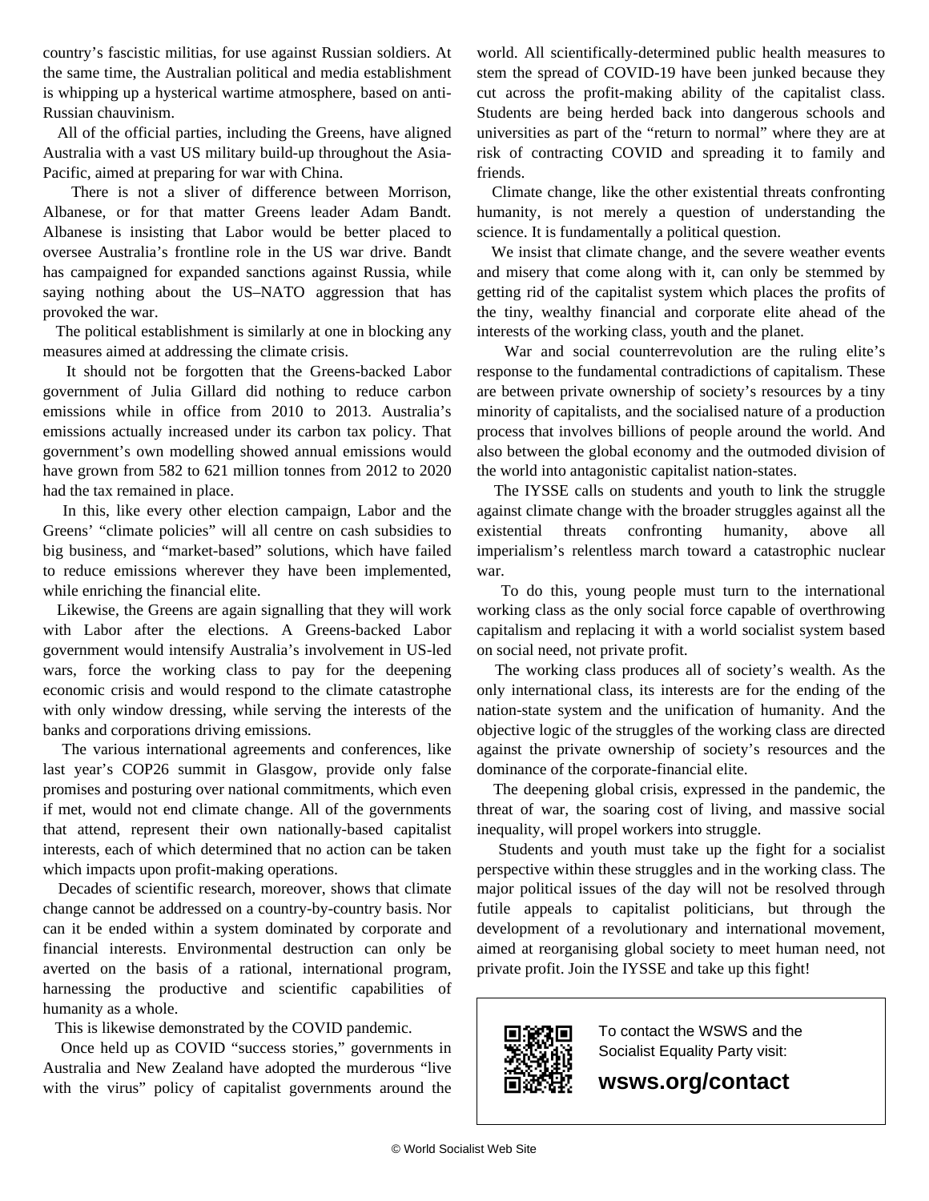country's fascistic militias, for use against Russian soldiers. At the same time, the Australian political and media establishment is whipping up a hysterical wartime atmosphere, based on anti-Russian chauvinism.

All of the official parties, including the Greens, have aligned Australia with a vast US military build-up throughout the Asia-Pacific, aimed at preparing for war with China.

There is not a sliver of difference between Morrison, Albanese, or for that matter Greens leader Adam Bandt. Albanese is insisting that Labor would be better placed to oversee Australia's frontline role in the US war drive. Bandt has campaigned for expanded sanctions against Russia, while saying nothing about the US–NATO aggression that has provoked the war.

The political establishment is similarly at one in blocking any measures aimed at addressing the climate crisis.

It should not be forgotten that the Greens-backed Labor government of Julia Gillard did nothing to reduce carbon emissions while in office from 2010 to 2013. Australia's emissions actually increased under its carbon tax policy. That government's own modelling showed annual emissions would have grown from 582 to 621 million tonnes from 2012 to 2020 had the tax remained in place.

In this, like every other election campaign, Labor and the Greens' "climate policies" will all centre on cash subsidies to big business, and "market-based" solutions, which have failed to reduce emissions wherever they have been implemented, while enriching the financial elite.

Likewise, the Greens are again signalling that they will work with Labor after the elections. A Greens-backed Labor government would intensify Australia's involvement in US-led wars, force the working class to pay for the deepening economic crisis and would respond to the climate catastrophe with only window dressing, while serving the interests of the banks and corporations driving emissions.

The various international agreements and conferences, like last year's COP26 summit in Glasgow, provide only false promises and posturing over national commitments, which even if met, would not end climate change. All of the governments that attend, represent their own nationally-based capitalist interests, each of which determined that no action can be taken which impacts upon profit-making operations.

Decades of scientific research, moreover, shows that climate change cannot be addressed on a country-by-country basis. Nor can it be ended within a system dominated by corporate and financial interests. Environmental destruction can only be averted on the basis of a rational, international program, harnessing the productive and scientific capabilities of humanity as a whole.

This is likewise demonstrated by the COVID pandemic.

Once held up as COVID "success stories," governments in Australia and New Zealand have adopted the murderous "live with the virus" policy of capitalist governments around the world. All scientifically-determined public health measures to stem the spread of COVID-19 have been junked because they cut across the profit-making ability of the capitalist class. Students are being herded back into dangerous schools and universities as part of the "return to normal" where they are at risk of contracting COVID and spreading it to family and friends.

Climate change, like the other existential threats confronting humanity, is not merely a question of understanding the science. It is fundamentally a political question.

We insist that climate change, and the severe weather events and misery that come along with it, can only be stemmed by getting rid of the capitalist system which places the profits of the tiny, wealthy financial and corporate elite ahead of the interests of the working class, youth and the planet.

War and social counterrevolution are the ruling elite's response to the fundamental contradictions of capitalism. These are between private ownership of society's resources by a tiny minority of capitalists, and the socialised nature of a production process that involves billions of people around the world. And also between the global economy and the outmoded division of the world into antagonistic capitalist nation-states.

The IYSSE calls on students and youth to link the struggle against climate change with the broader struggles against all the existential threats confronting humanity, above all imperialism's relentless march toward a catastrophic nuclear war.

To do this, young people must turn to the international working class as the only social force capable of overthrowing capitalism and replacing it with a world socialist system based on social need, not private profit.

The working class produces all of society's wealth. As the only international class, its interests are for the ending of the nation-state system and the unification of humanity. And the objective logic of the struggles of the working class are directed against the private ownership of society's resources and the dominance of the corporate-financial elite.

The deepening global crisis, expressed in the pandemic, the threat of war, the soaring cost of living, and massive social inequality, will propel workers into struggle.

Students and youth must take up the fight for a socialist perspective within these struggles and in the working class. The major political issues of the day will not be resolved through futile appeals to capitalist politicians, but through the development of a revolutionary and international movement, aimed at reorganising global society to meet human need, not private profit. Join the IYSSE and take up this fight!

To contact the WSWS and the Socialist Equality Party visit:

**wsws.org/contact**